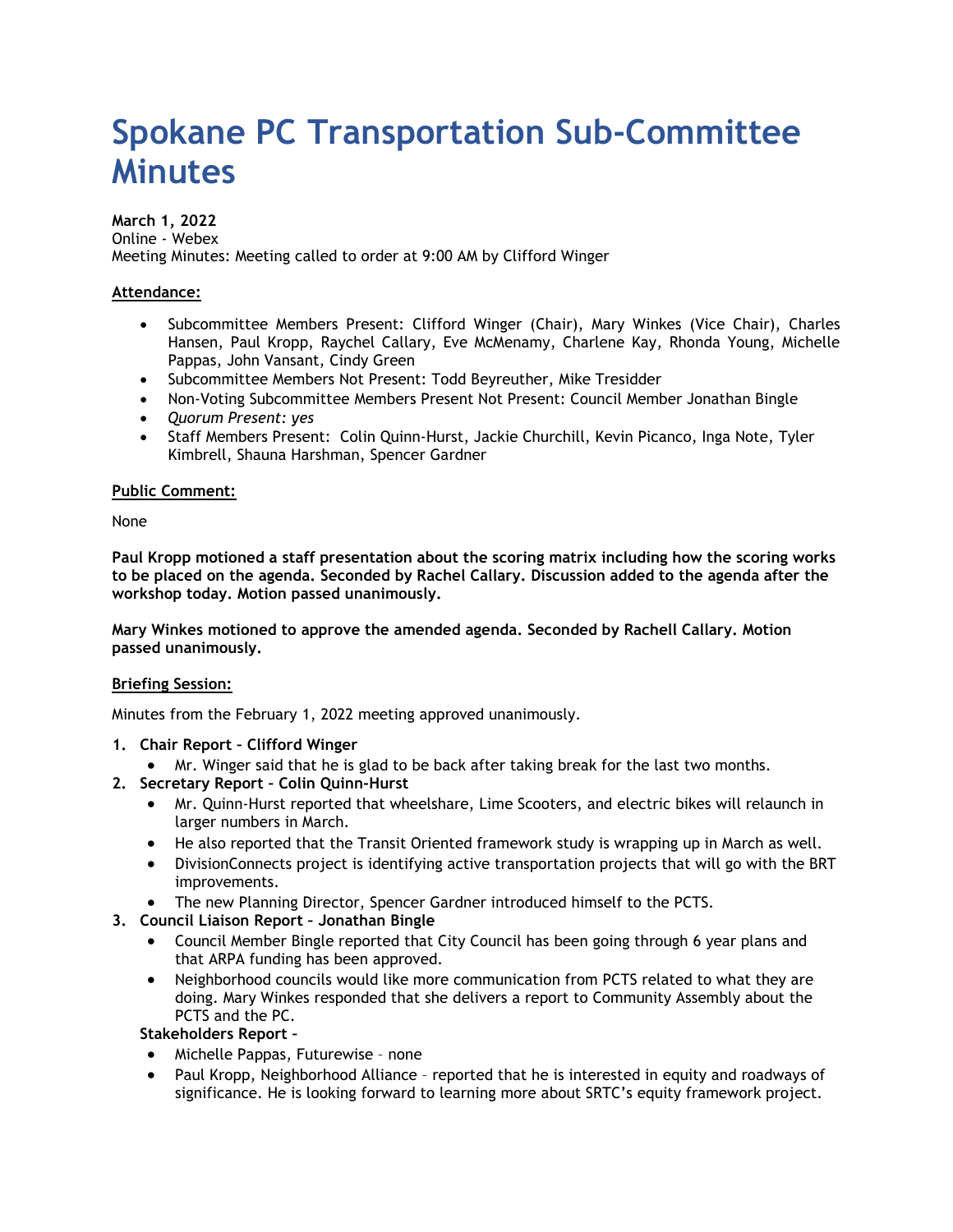# Spokane PC Transportation Sub-Committee Minutes

**March 1, 2022**
Online - Webex
Meeting Minutes: Meeting called to order at 9:00 AM by Clifford Winger

**Attendance:**

- Subcommittee Members Present: Clifford Winger (Chair), Mary Winkes (Vice Chair), Charles Hansen, Paul Kropp, Raychel Callary, Eve McMenamy, Charlene Kay, Rhonda Young, Michelle Pappas, John Vansant, Cindy Green
- Subcommittee Members Not Present: Todd Beyreuther, Mike Tresidder
- Non-Voting Subcommittee Members Present Not Present: Council Member Jonathan Bingle
- *Quorum Present: yes*
- Staff Members Present: Colin Quinn-Hurst, Jackie Churchill, Kevin Picanco, Inga Note, Tyler Kimbrell, Shauna Harshman, Spencer Gardner

**Public Comment:**

None

**Paul Kropp motioned a staff presentation about the scoring matrix including how the scoring works to be placed on the agenda. Seconded by Rachel Callary. Discussion added to the agenda after the workshop today. Motion passed unanimously.**

**Mary Winkes motioned to approve the amended agenda. Seconded by Rachell Callary. Motion passed unanimously.**

**Briefing Session:**

Minutes from the February 1, 2022 meeting approved unanimously.

1. **Chair Report – Clifford Winger**
   - Mr. Winger said that he is glad to be back after taking break for the last two months.
2. **Secretary Report – Colin Quinn-Hurst**
   - Mr. Quinn-Hurst reported that wheelshare, Lime Scooters, and electric bikes will relaunch in larger numbers in March.
   - He also reported that the Transit Oriented framework study is wrapping up in March as well.
   - DivisionConnects project is identifying active transportation projects that will go with the BRT improvements.
   - The new Planning Director, Spencer Gardner introduced himself to the PCTS.
3. **Council Liaison Report – Jonathan Bingle**
   - Council Member Bingle reported that City Council has been going through 6 year plans and that ARPA funding has been approved.
   - Neighborhood councils would like more communication from PCTS related to what they are doing. Mary Winkes responded that she delivers a report to Community Assembly about the PCTS and the PC.

   **Stakeholders Report –**
   - Michelle Pappas, Futurewise – none
   - Paul Kropp, Neighborhood Alliance – reported that he is interested in equity and roadways of significance. He is looking forward to learning more about SRTC's equity framework project.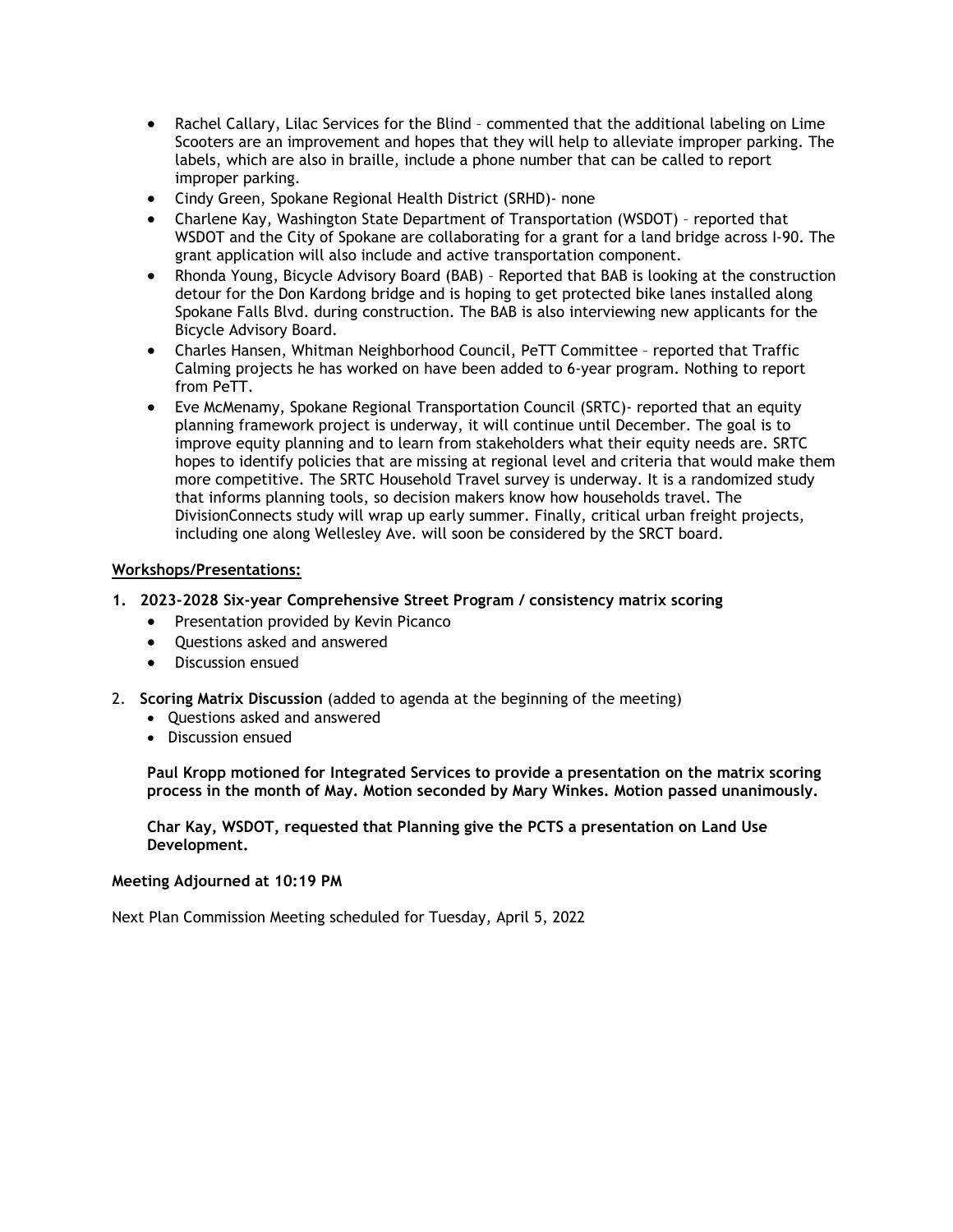- Rachel Callary, Lilac Services for the Blind – commented that the additional labeling on Lime Scooters are an improvement and hopes that they will help to alleviate improper parking. The labels, which are also in braille, include a phone number that can be called to report improper parking.
- Cindy Green, Spokane Regional Health District (SRHD)- none
- Charlene Kay, Washington State Department of Transportation (WSDOT) – reported that WSDOT and the City of Spokane are collaborating for a grant for a land bridge across I-90. The grant application will also include and active transportation component.
- Rhonda Young, Bicycle Advisory Board (BAB) – Reported that BAB is looking at the construction detour for the Don Kardong bridge and is hoping to get protected bike lanes installed along Spokane Falls Blvd. during construction. The BAB is also interviewing new applicants for the Bicycle Advisory Board.
- Charles Hansen, Whitman Neighborhood Council, PeTT Committee – reported that Traffic Calming projects he has worked on have been added to 6-year program. Nothing to report from PeTT.
- Eve McMenamy, Spokane Regional Transportation Council (SRTC)- reported that an equity planning framework project is underway, it will continue until December. The goal is to improve equity planning and to learn from stakeholders what their equity needs are. SRTC hopes to identify policies that are missing at regional level and criteria that would make them more competitive. The SRTC Household Travel survey is underway. It is a randomized study that informs planning tools, so decision makers know how households travel. The DivisionConnects study will wrap up early summer. Finally, critical urban freight projects, including one along Wellesley Ave. will soon be considered by the SRCT board.

**Workshops/Presentations:**

1. **2023-2028 Six-year Comprehensive Street Program / consistency matrix scoring**
   - Presentation provided by Kevin Picanco
   - Questions asked and answered
   - Discussion ensued

2. **Scoring Matrix Discussion** (added to agenda at the beginning of the meeting)
   - Questions asked and answered
   - Discussion ensued

   **Paul Kropp motioned for Integrated Services to provide a presentation on the matrix scoring process in the month of May. Motion seconded by Mary Winkes. Motion passed unanimously.**

   **Char Kay, WSDOT, requested that Planning give the PCTS a presentation on Land Use Development.**

**Meeting Adjourned at 10:19 PM**

Next Plan Commission Meeting scheduled for Tuesday, April 5, 2022